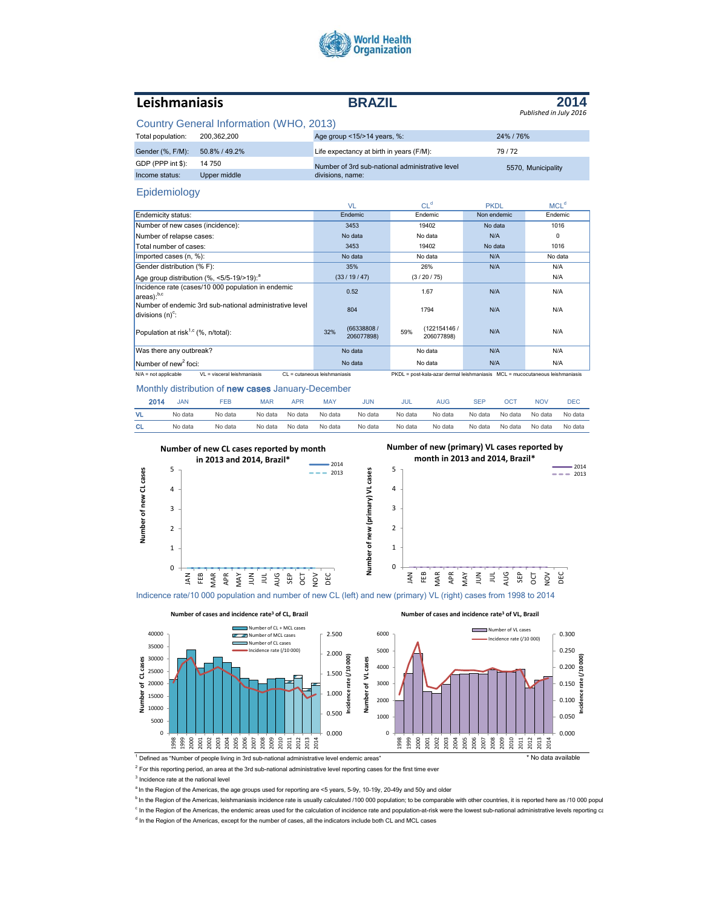# Leishmaniasis — BRAZIL — 2014

*Published in July 2016*

## Country General Information (WHO, 2013)

| | | | |
|---|---|---|---|
| Total population: | 200,362,200 | Age group <15/>14 years, %: | 24% / 76% |
| Gender (%, F/M): | 50.8% / 49.2% | Life expectancy at birth in years (F/M): | 79 / 72 |
| GDP (PPP int $): | 14 750 | Number of 3rd sub-national administrative level divisions, name: | 5570, Municipality |
| Income status: | Upper middle | | |

## Epidemiology

| | VL | CL[d] | PKDL | MCL[d] |
|---|---|---|---|---|
| Endemicity status: | Endemic | Endemic | Non endemic | Endemic |
| Number of new cases (incidence): | 3453 | 19402 | No data | 1016 |
| Number of relapse cases: | No data | No data | N/A | 0 |
| Total number of cases: | 3453 | 19402 | No data | 1016 |
| Imported cases (n, %): | No data | No data | N/A | No data |
| Gender distribution (% F): | 35% | 26% | N/A | N/A |
| Age group distribution (%, <5/5-19/>19):[a] | (33 / 19 / 47) | (3 / 20 / 75) | | N/A |
| Incidence rate (cases/10 000 population in endemic areas):[b,c] | 0.52 | 1.67 | N/A | N/A |
| Number of endemic 3rd sub-national administrative level divisions (n)[c]: | 804 | 1794 | N/A | N/A |
| Population at risk[1,c] (%, n/total): | 32% (66338808 / 206077898) | 59% (122154146 / 206077898) | N/A | N/A |
| Was there any outbreak? | No data | No data | N/A | N/A |
| Number of new[2] foci: | No data | No data | N/A | N/A |

N/A = not applicable VL = visceral leishmaniasis CL = cutaneous leishmaniasis PKDL = post-kala-azar dermal leishmaniasis MCL = mucocutaneous leishmaniasis

## Monthly distribution of **new cases** January-December

| 2014 | JAN | FEB | MAR | APR | MAY | JUN | JUL | AUG | SEP | OCT | NOV | DEC |
|---|---|---|---|---|---|---|---|---|---|---|---|---|
| VL | No data | No data | No data | No data | No data | No data | No data | No data | No data | No data | No data | No data |
| CL | No data | No data | No data | No data | No data | No data | No data | No data | No data | No data | No data | No data |

Number of new CL cases reported by month in 2013 and 2014, Brazil*

Number of new (primary) VL cases reported by month in 2013 and 2014, Brazil*

## Indicence rate/10 000 population and number of new CL (left) and new (primary) VL (right) cases from 1998 to 2014

Number of cases and incidence rate[3] of CL, Brazil

Number of cases and incidence rate[3] of VL, Brazil

[1] Defined as "Number of people living in 3rd sub-national administrative level endemic areas"

\* No data available

[2] For this reporting period, an area at the 3rd sub-national administrative level reporting cases for the first time ever

[3] Incidence rate at the national level

[a] In the Region of the Americas, the age groups used for reporting are <5 years, 5-9y, 10-19y, 20-49y and 50y and older

[b] In the Region of the Americas, leishmaniasis incidence rate is usually calculated /100 000 population; to be comparable with other countries, it is reported here as /10 000 popul

[c] In the Region of the Americas, the endemic areas used for the calculation of incidence rate and population-at-risk were the lowest sub-national administrative levels reporting ca

[d] In the Region of the Americas, except for the number of cases, all the indicators include both CL and MCL cases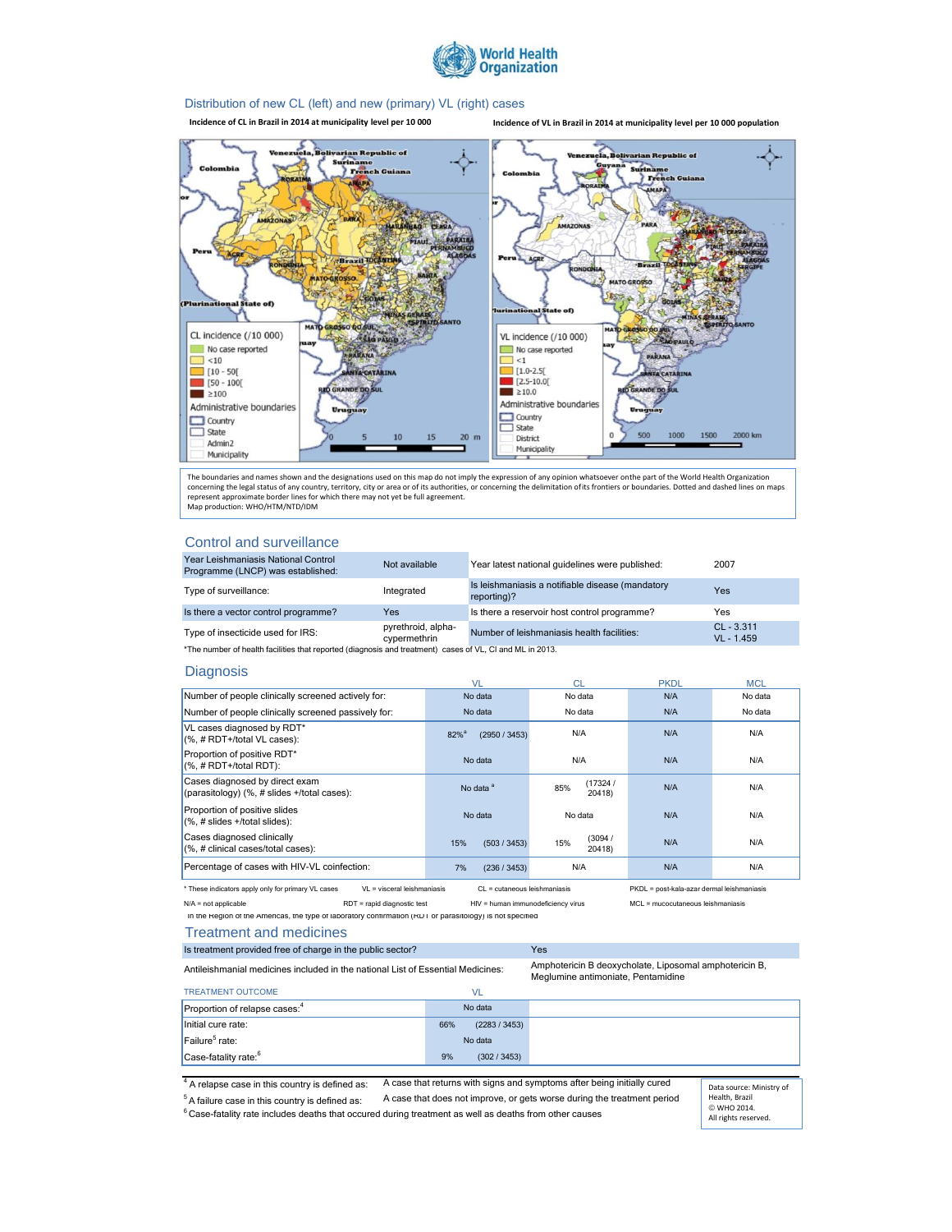## Distribution of new CL (left) and new (primary) VL (right) cases

**Incidence of CL in Brazil in 2014 at municipality level per 10 000**

**Incidence of VL in Brazil in 2014 at municipality level per 10 000 population**

Venezuela, Bolivarian Republic of
Colombia
Suriname
French Guiana
Guyana
RORAIMA
AMAPA
AMAZONAS
PARA
MARANHAO
CEARA
PIAUI
PARAIBA
PERNAMBUCO
ALAGOAS
SERGIPE
Peru
ACRE
RONDONIA
Brazil
TOCANTINS
BAHIA
MATO GROSSO
GOIAS
(Plurinational State of)
MINAS GERAIS
ESPIRITO SANTO
MATO GROSSO DO SUL
SAO PAULO
PARANA
SANTA CATARINA
RIO GRANDE DO SUL
Uruguay

CL incidence (/10 000)
No case reported
<10
[10 - 50[
[50 - 100[
≥100
Administrative boundaries
Country
State
Admin2
Municipality

0 5 10 15 20 m

VL incidence (/10 000)
No case reported
<1
[1.0-2.5[
[2.5-10.0[
≥10.0
Administrative boundaries
Country
State
District
Municipality

0 500 1000 1500 2000 km

The boundaries and names shown and the designations used on this map do not imply the expression of any opinion whatsoever onthe part of the World Health Organization concerning the legal status of any country, territory, city or area or of its authorities, or concerning the delimitation of its frontiers or boundaries. Dotted and dashed lines on maps represent approximate border lines for which there may not yet be full agreement.
Map production: WHO/HTM/NTD/IDM

## Control and surveillance

| | | | |
|---|---|---|---|
| Year Leishmaniasis National Control Programme (LNCP) was established: | Not available | Year latest national guidelines were published: | 2007 |
| Type of surveillance: | Integrated | Is leishmaniasis a notifiable disease (mandatory reporting)? | Yes |
| Is there a vector control programme? | Yes | Is there a reservoir host control programme? | Yes |
| Type of insecticide used for IRS: | pyrethroid, alpha-cypermethrin | Number of leishmaniasis health facilities: | CL - 3.311<br>VL - 1.459 |

*The number of health facilities that reported (diagnosis and treatment) cases of VL, Cl and ML in 2013.

## Diagnosis

| | VL | CL | PKDL | MCL |
|---|---|---|---|---|
| Number of people clinically screened actively for: | No data | No data | N/A | No data |
| Number of people clinically screened passively for: | No data | No data | N/A | No data |
| VL cases diagnosed by RDT* (%, # RDT+/total VL cases): | 82%[a] (2950 / 3453) | N/A | N/A | N/A |
| Proportion of positive RDT* (%, # RDT+/total RDT): | No data | N/A | N/A | N/A |
| Cases diagnosed by direct exam (parasitology) (%, # slides +/total cases): | No data [a] | 85% (17324 / 20418) | N/A | N/A |
| Proportion of positive slides (%, # slides +/total slides): | No data | No data | N/A | N/A |
| Cases diagnosed clinically (%, # clinical cases/total cases): | 15% (503 / 3453) | 15% (3094 / 20418) | N/A | N/A |
| Percentage of cases with HIV-VL coinfection: | 7% (236 / 3453) | N/A | N/A | N/A |

* These indicators apply only for primary VL cases   VL = visceral leishmaniasis   CL = cutaneous leishmaniasis   PKDL = post-kala-azar dermal leishmaniasis
N/A = not applicable   RDT = rapid diagnostic test   HIV = human immunodeficiency virus   MCL = mucocutaneous leishmaniasis
In the Region of the Americas, the type of laboratory confirmation (RDT or parasitology) is not specified

## Treatment and medicines

| | |
|---|---|
| Is treatment provided free of charge in the public sector? | Yes |
| Antileishmanial medicines included in the national List of Essential Medicines: | Amphotericin B deoxycholate, Liposomal amphotericin B, Meglumine antimoniate, Pentamidine |

| TREATMENT OUTCOME | VL |
|---|---|
| Proportion of relapse cases:[4] | No data |
| Initial cure rate: | 66% (2283 / 3453) |
| Failure[5] rate: | No data |
| Case-fatality rate:[6] | 9% (302 / 3453) |

[4] A relapse case in this country is defined as: A case that returns with signs and symptoms after being initially cured

[5] A failure case in this country is defined as: A case that does not improve, or gets worse during the treatment period

[6] Case-fatality rate includes deaths that occured during treatment as well as deaths from other causes

Data source: Ministry of Health, Brazil
© WHO 2014.
All rights reserved.